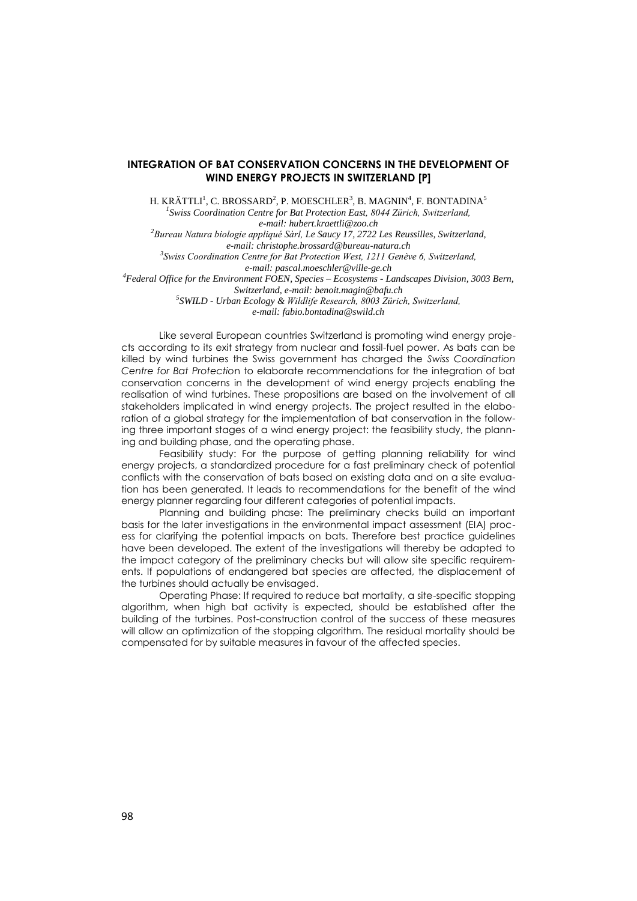## INTEGRATION OF BAT CONSERVATION CONCERNS IN THE DEVELOPMENT OF WIND ENERGY PROJECTS IN SWITZERLAND [P]

H. KRÄTTLI[1], C. BROSSARD[2], P. MOESCHLER[3], B. MAGNIN[4], F. BONTADINA[5]

[1]*Swiss Coordination Centre for Bat Protection East, 8044 Zürich, Switzerland, e-mail: hubert.kraettli@zoo.ch*

[2]*Bureau Natura biologie appliqué Sàrl, Le Saucy 17, 2722 Les Reussilles, Switzerland, e-mail: christophe.brossard@bureau-natura.ch*

[3]*Swiss Coordination Centre for Bat Protection West, 1211 Genève 6, Switzerland, e-mail: pascal.moeschler@ville-ge.ch*

[4]*Federal Office for the Environment FOEN, Species – Ecosystems - Landscapes Division, 3003 Bern, Switzerland, e-mail: benoit.magin@bafu.ch*

[5]*SWILD - Urban Ecology & Wildlife Research, 8003 Zürich, Switzerland, e-mail: fabio.bontadina@swild.ch*

Like several European countries Switzerland is promoting wind energy projects according to its exit strategy from nuclear and fossil-fuel power. As bats can be killed by wind turbines the Swiss government has charged the *Swiss Coordination Centre for Bat Protection* to elaborate recommendations for the integration of bat conservation concerns in the development of wind energy projects enabling the realisation of wind turbines. These propositions are based on the involvement of all stakeholders implicated in wind energy projects. The project resulted in the elaboration of a global strategy for the implementation of bat conservation in the following three important stages of a wind energy project: the feasibility study, the planning and building phase, and the operating phase.

Feasibility study: For the purpose of getting planning reliability for wind energy projects, a standardized procedure for a fast preliminary check of potential conflicts with the conservation of bats based on existing data and on a site evaluation has been generated. It leads to recommendations for the benefit of the wind energy planner regarding four different categories of potential impacts.

Planning and building phase: The preliminary checks build an important basis for the later investigations in the environmental impact assessment (EIA) process for clarifying the potential impacts on bats. Therefore best practice guidelines have been developed. The extent of the investigations will thereby be adapted to the impact category of the preliminary checks but will allow site specific requirements. If populations of endangered bat species are affected, the displacement of the turbines should actually be envisaged.

Operating Phase: If required to reduce bat mortality, a site-specific stopping algorithm, when high bat activity is expected, should be established after the building of the turbines. Post-construction control of the success of these measures will allow an optimization of the stopping algorithm. The residual mortality should be compensated for by suitable measures in favour of the affected species.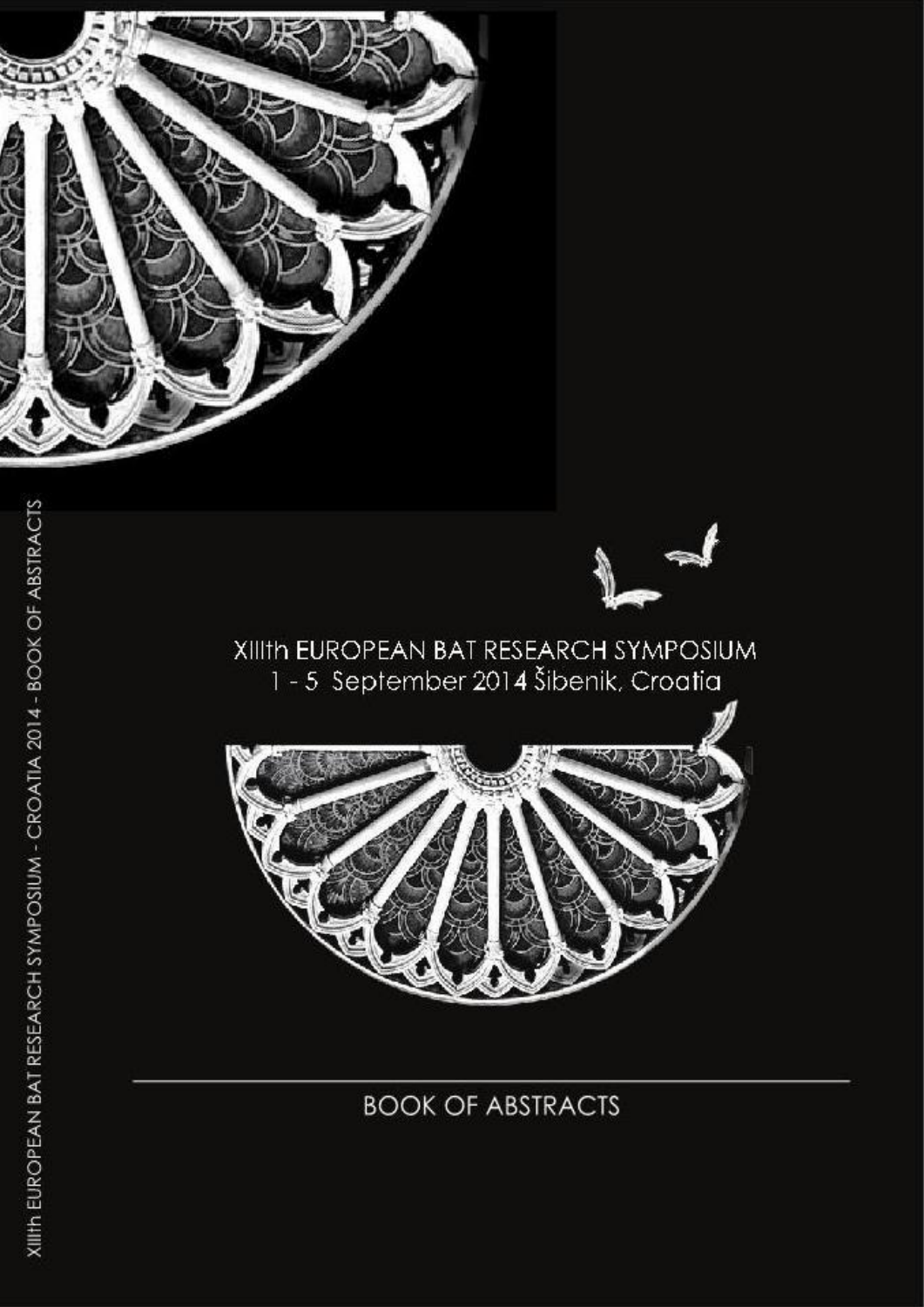XIIIth EUROPEAN BAT RESEARCH SYMPOSIUM - CROATIA 2014 - BOOK OF ABSTRACTS

# XIIIth EUROPEAN BAT RESEARCH SYMPOSIUM

1 - 5 September 2014 Šibenik, Croatia

---

## BOOK OF ABSTRACTS